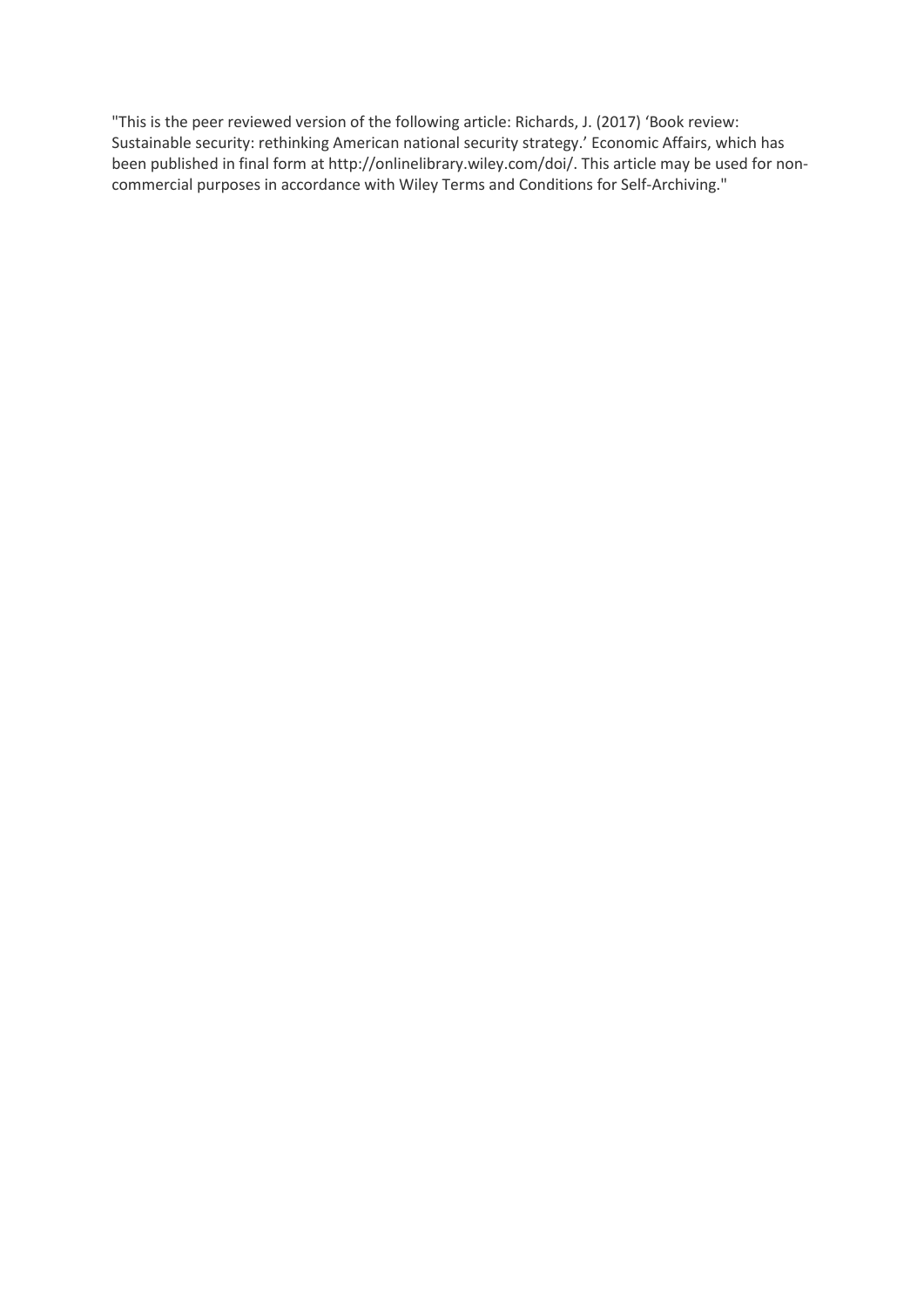"This is the peer reviewed version of the following article: Richards, J. (2017) 'Book review: Sustainable security: rethinking American national security strategy.' Economic Affairs, which has been published in final form at http://onlinelibrary.wiley.com/doi/. This article may be used for non-commercial purposes in accordance with Wiley Terms and Conditions for Self-Archiving."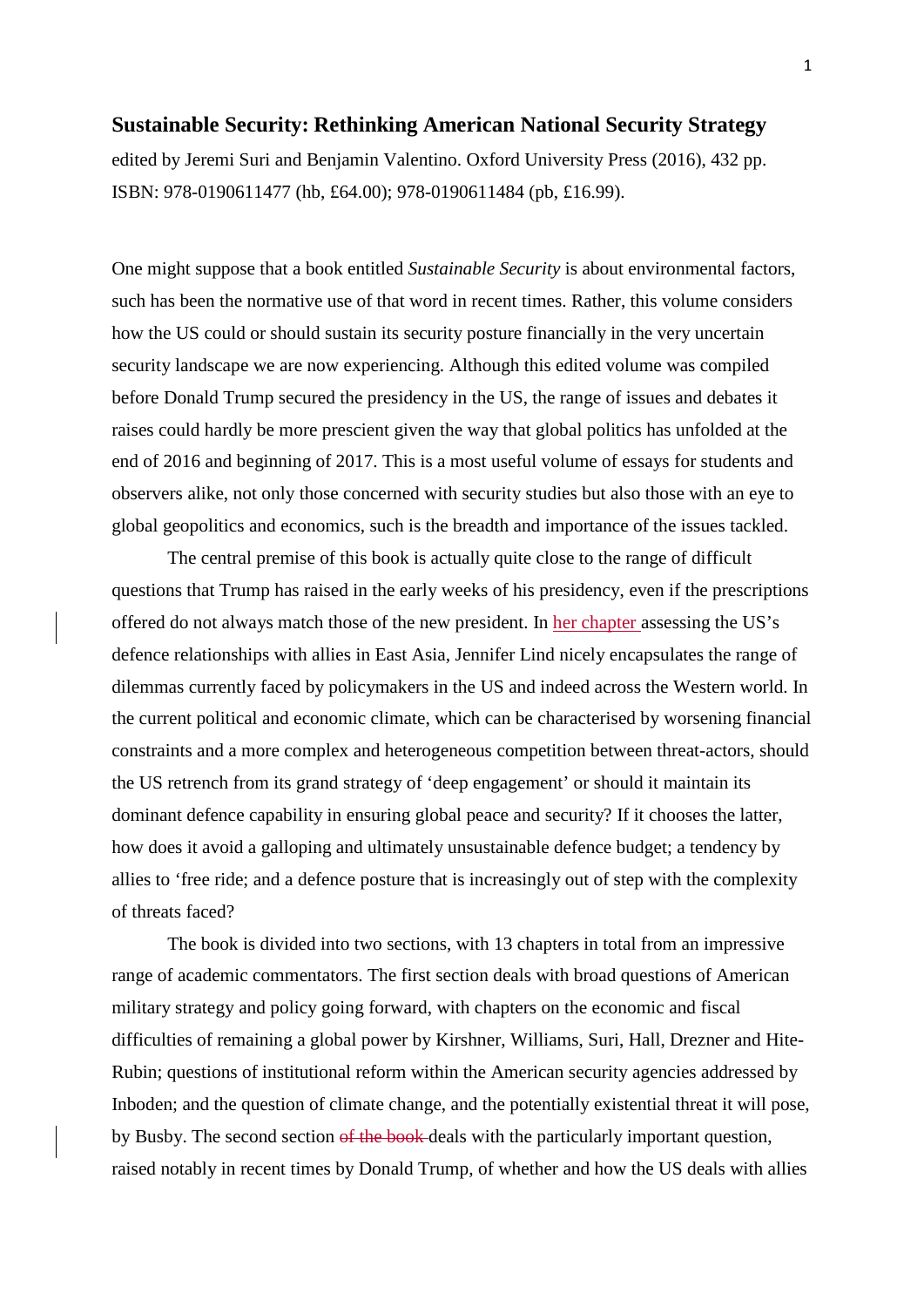**Sustainable Security: Rethinking American National Security Strategy**
edited by Jeremi Suri and Benjamin Valentino. Oxford University Press (2016), 432 pp. ISBN: 978-0190611477 (hb, £64.00); 978-0190611484 (pb, £16.99).

One might suppose that a book entitled *Sustainable Security* is about environmental factors, such has been the normative use of that word in recent times. Rather, this volume considers how the US could or should sustain its security posture financially in the very uncertain security landscape we are now experiencing. Although this edited volume was compiled before Donald Trump secured the presidency in the US, the range of issues and debates it raises could hardly be more prescient given the way that global politics has unfolded at the end of 2016 and beginning of 2017. This is a most useful volume of essays for students and observers alike, not only those concerned with security studies but also those with an eye to global geopolitics and economics, such is the breadth and importance of the issues tackled.

The central premise of this book is actually quite close to the range of difficult questions that Trump has raised in the early weeks of his presidency, even if the prescriptions offered do not always match those of the new president. In her chapter assessing the US's defence relationships with allies in East Asia, Jennifer Lind nicely encapsulates the range of dilemmas currently faced by policymakers in the US and indeed across the Western world. In the current political and economic climate, which can be characterised by worsening financial constraints and a more complex and heterogeneous competition between threat-actors, should the US retrench from its grand strategy of 'deep engagement' or should it maintain its dominant defence capability in ensuring global peace and security? If it chooses the latter, how does it avoid a galloping and ultimately unsustainable defence budget; a tendency by allies to 'free ride; and a defence posture that is increasingly out of step with the complexity of threats faced?

The book is divided into two sections, with 13 chapters in total from an impressive range of academic commentators. The first section deals with broad questions of American military strategy and policy going forward, with chapters on the economic and fiscal difficulties of remaining a global power by Kirshner, Williams, Suri, Hall, Drezner and Hite-Rubin; questions of institutional reform within the American security agencies addressed by Inboden; and the question of climate change, and the potentially existential threat it will pose, by Busby. The second section ~~of the book~~ deals with the particularly important question, raised notably in recent times by Donald Trump, of whether and how the US deals with allies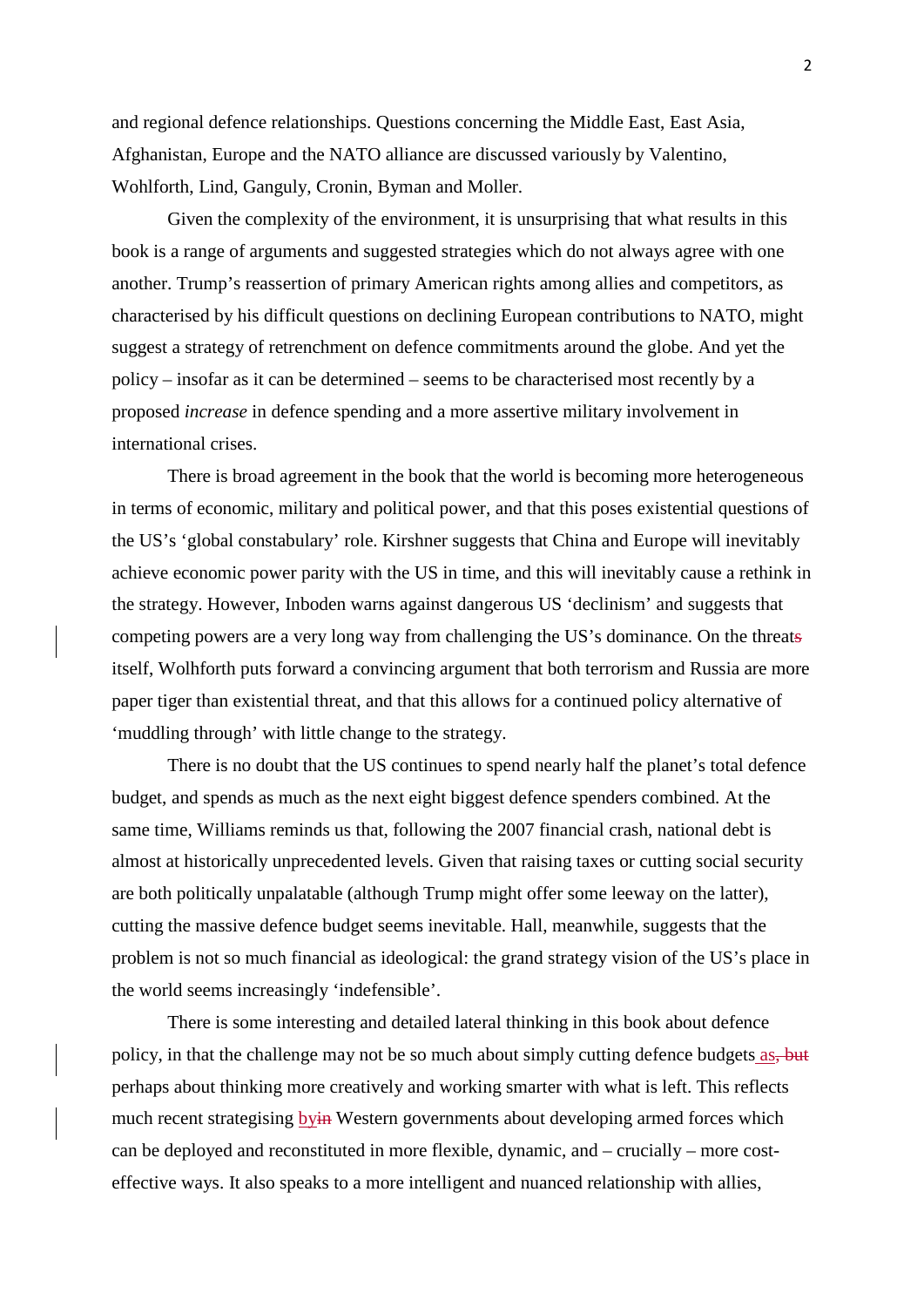and regional defence relationships. Questions concerning the Middle East, East Asia, Afghanistan, Europe and the NATO alliance are discussed variously by Valentino, Wohlforth, Lind, Ganguly, Cronin, Byman and Moller.

Given the complexity of the environment, it is unsurprising that what results in this book is a range of arguments and suggested strategies which do not always agree with one another. Trump's reassertion of primary American rights among allies and competitors, as characterised by his difficult questions on declining European contributions to NATO, might suggest a strategy of retrenchment on defence commitments around the globe. And yet the policy – insofar as it can be determined – seems to be characterised most recently by a proposed *increase* in defence spending and a more assertive military involvement in international crises.

There is broad agreement in the book that the world is becoming more heterogeneous in terms of economic, military and political power, and that this poses existential questions of the US's 'global constabulary' role. Kirshner suggests that China and Europe will inevitably achieve economic power parity with the US in time, and this will inevitably cause a rethink in the strategy. However, Inboden warns against dangerous US 'declinism' and suggests that competing powers are a very long way from challenging the US's dominance. On the threat itself, Wolhforth puts forward a convincing argument that both terrorism and Russia are more paper tiger than existential threat, and that this allows for a continued policy alternative of 'muddling through' with little change to the strategy.

There is no doubt that the US continues to spend nearly half the planet's total defence budget, and spends as much as the next eight biggest defence spenders combined. At the same time, Williams reminds us that, following the 2007 financial crash, national debt is almost at historically unprecedented levels. Given that raising taxes or cutting social security are both politically unpalatable (although Trump might offer some leeway on the latter), cutting the massive defence budget seems inevitable. Hall, meanwhile, suggests that the problem is not so much financial as ideological: the grand strategy vision of the US's place in the world seems increasingly 'indefensible'.

There is some interesting and detailed lateral thinking in this book about defence policy, in that the challenge may not be so much about simply cutting defence budgets as perhaps about thinking more creatively and working smarter with what is left. This reflects much recent strategising by Western governments about developing armed forces which can be deployed and reconstituted in more flexible, dynamic, and – crucially – more cost-effective ways. It also speaks to a more intelligent and nuanced relationship with allies,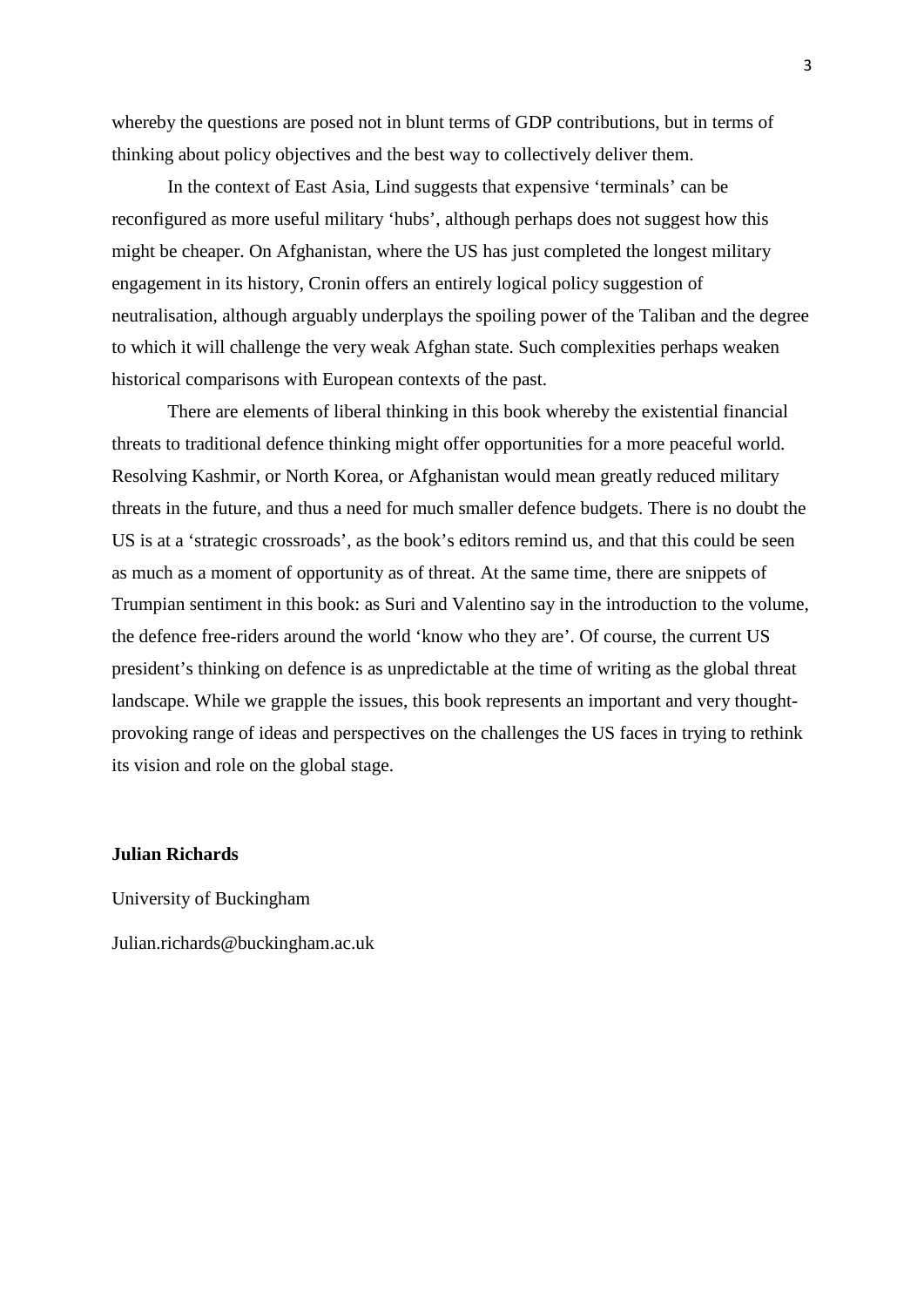whereby the questions are posed not in blunt terms of GDP contributions, but in terms of thinking about policy objectives and the best way to collectively deliver them.

In the context of East Asia, Lind suggests that expensive 'terminals' can be reconfigured as more useful military 'hubs', although perhaps does not suggest how this might be cheaper. On Afghanistan, where the US has just completed the longest military engagement in its history, Cronin offers an entirely logical policy suggestion of neutralisation, although arguably underplays the spoiling power of the Taliban and the degree to which it will challenge the very weak Afghan state. Such complexities perhaps weaken historical comparisons with European contexts of the past.

There are elements of liberal thinking in this book whereby the existential financial threats to traditional defence thinking might offer opportunities for a more peaceful world. Resolving Kashmir, or North Korea, or Afghanistan would mean greatly reduced military threats in the future, and thus a need for much smaller defence budgets. There is no doubt the US is at a 'strategic crossroads', as the book's editors remind us, and that this could be seen as much as a moment of opportunity as of threat. At the same time, there are snippets of Trumpian sentiment in this book: as Suri and Valentino say in the introduction to the volume, the defence free-riders around the world 'know who they are'. Of course, the current US president's thinking on defence is as unpredictable at the time of writing as the global threat landscape. While we grapple the issues, this book represents an important and very thought-provoking range of ideas and perspectives on the challenges the US faces in trying to rethink its vision and role on the global stage.

**Julian Richards**

University of Buckingham

Julian.richards@buckingham.ac.uk